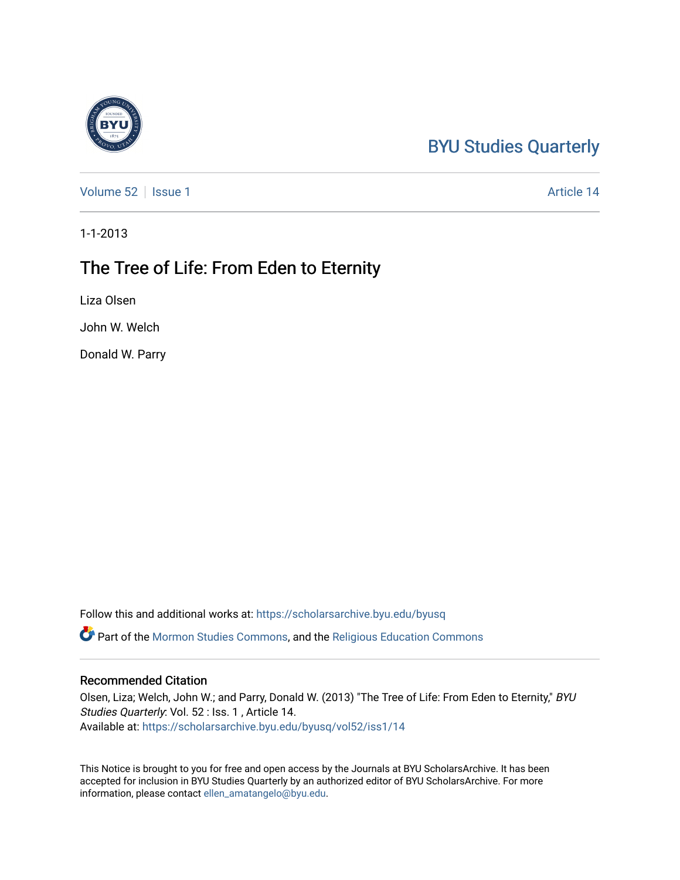BYU Studies Quarterly

Volume 52 | Issue 1 | Article 14

1-1-2013

# The Tree of Life: From Eden to Eternity

Liza Olsen

John W. Welch

Donald W. Parry

Follow this and additional works at: https://scholarsarchive.byu.edu/byusq

Part of the Mormon Studies Commons, and the Religious Education Commons

## Recommended Citation

Olsen, Liza; Welch, John W.; and Parry, Donald W. (2013) "The Tree of Life: From Eden to Eternity," *BYU Studies Quarterly*: Vol. 52 : Iss. 1 , Article 14.
Available at: https://scholarsarchive.byu.edu/byusq/vol52/iss1/14

This Notice is brought to you for free and open access by the Journals at BYU ScholarsArchive. It has been accepted for inclusion in BYU Studies Quarterly by an authorized editor of BYU ScholarsArchive. For more information, please contact ellen_amatangelo@byu.edu.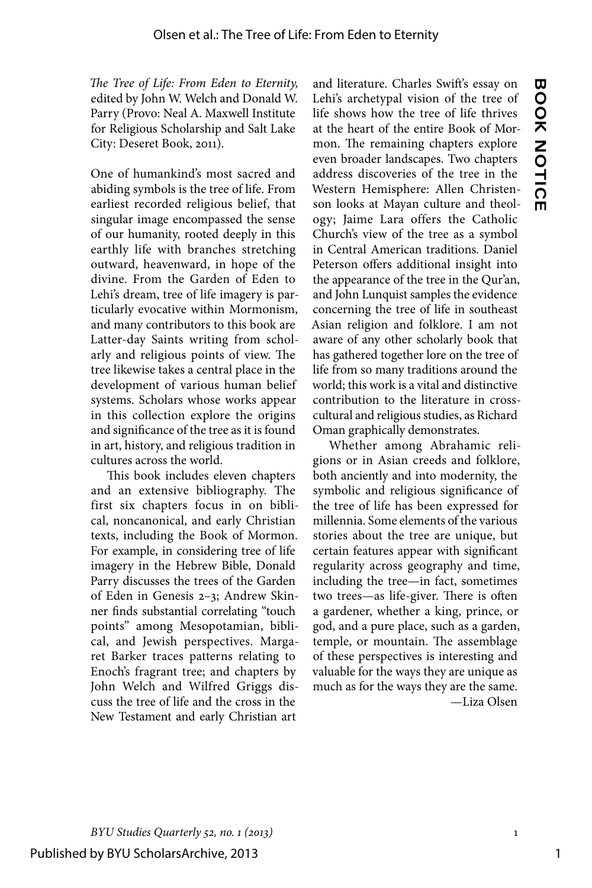*The Tree of Life: From Eden to Eternity,* edited by John W. Welch and Donald W. Parry (Provo: Neal A. Maxwell Institute for Religious Scholarship and Salt Lake City: Deseret Book, 2011).

One of humankind's most sacred and abiding symbols is the tree of life. From earliest recorded religious belief, that singular image encompassed the sense of our humanity, rooted deeply in this earthly life with branches stretching outward, heavenward, in hope of the divine. From the Garden of Eden to Lehi's dream, tree of life imagery is particularly evocative within Mormonism, and many contributors to this book are Latter-day Saints writing from scholarly and religious points of view. The tree likewise takes a central place in the development of various human belief systems. Scholars whose works appear in this collection explore the origins and significance of the tree as it is found in art, history, and religious tradition in cultures across the world.

This book includes eleven chapters and an extensive bibliography. The first six chapters focus in on biblical, noncanonical, and early Christian texts, including the Book of Mormon. For example, in considering tree of life imagery in the Hebrew Bible, Donald Parry discusses the trees of the Garden of Eden in Genesis 2–3; Andrew Skinner finds substantial correlating "touch points" among Mesopotamian, biblical, and Jewish perspectives. Margaret Barker traces patterns relating to Enoch's fragrant tree; and chapters by John Welch and Wilfred Griggs discuss the tree of life and the cross in the New Testament and early Christian art and literature. Charles Swift's essay on Lehi's archetypal vision of the tree of life shows how the tree of life thrives at the heart of the entire Book of Mormon. The remaining chapters explore even broader landscapes. Two chapters address discoveries of the tree in the Western Hemisphere: Allen Christenson looks at Mayan culture and theology; Jaime Lara offers the Catholic Church's view of the tree as a symbol in Central American traditions. Daniel Peterson offers additional insight into the appearance of the tree in the Qur'an, and John Lunquist samples the evidence concerning the tree of life in southeast Asian religion and folklore. I am not aware of any other scholarly book that has gathered together lore on the tree of life from so many traditions around the world; this work is a vital and distinctive contribution to the literature in cross-cultural and religious studies, as Richard Oman graphically demonstrates.

Whether among Abrahamic religions or in Asian creeds and folklore, both anciently and into modernity, the symbolic and religious significance of the tree of life has been expressed for millennia. Some elements of the various stories about the tree are unique, but certain features appear with significant regularity across geography and time, including the tree—in fact, sometimes two trees—as life-giver. There is often a gardener, whether a king, prince, or god, and a pure place, such as a garden, temple, or mountain. The assemblage of these perspectives is interesting and valuable for the ways they are unique as much as for the ways they are the same.

—Liza Olsen